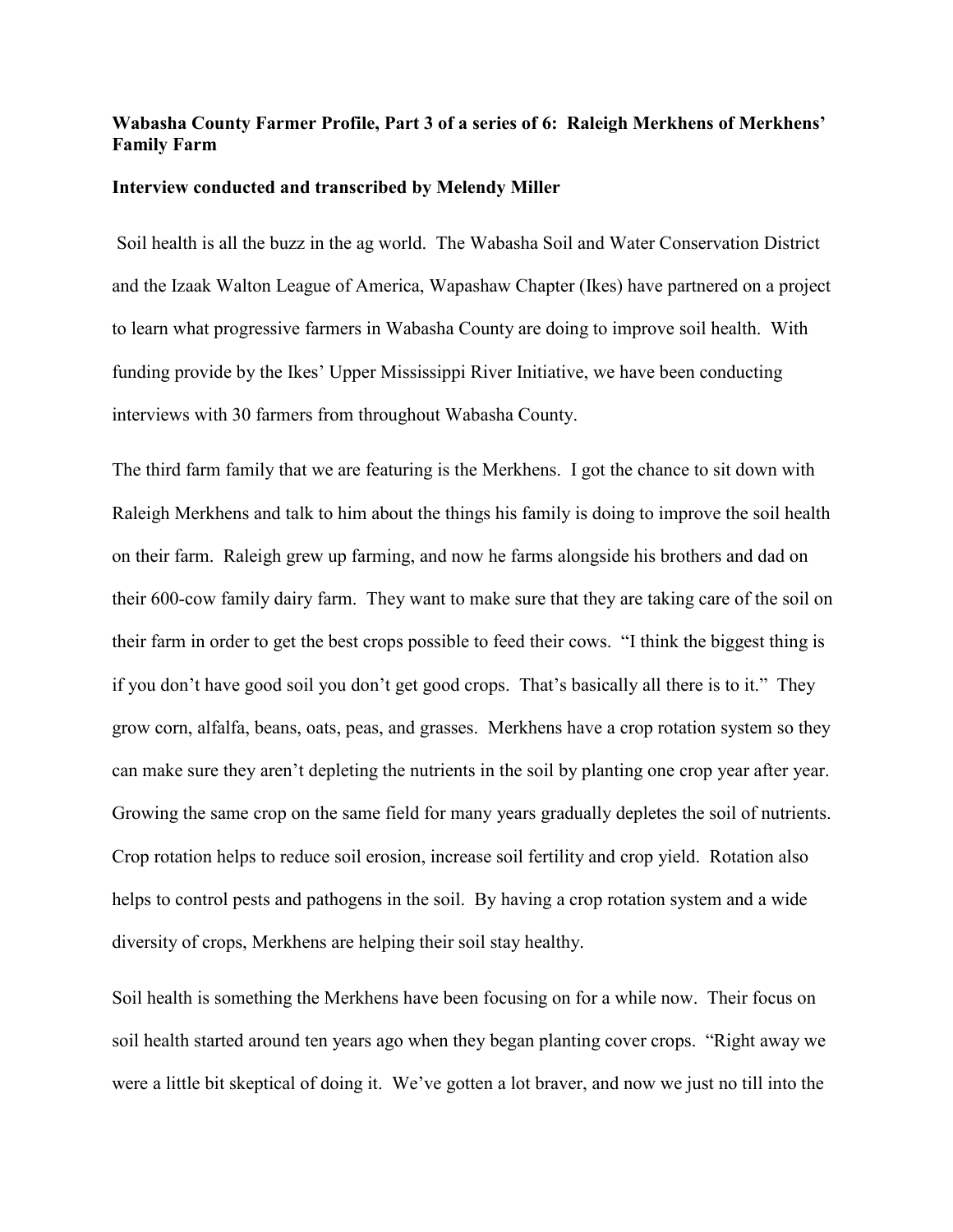**Wabasha County Farmer Profile, Part 3 of a series of 6: Raleigh Merkhens of Merkhens' Family Farm**

**Interview conducted and transcribed by Melendy Miller**

Soil health is all the buzz in the ag world. The Wabasha Soil and Water Conservation District and the Izaak Walton League of America, Wapashaw Chapter (Ikes) have partnered on a project to learn what progressive farmers in Wabasha County are doing to improve soil health. With funding provide by the Ikes' Upper Mississippi River Initiative, we have been conducting interviews with 30 farmers from throughout Wabasha County.

The third farm family that we are featuring is the Merkhens. I got the chance to sit down with Raleigh Merkhens and talk to him about the things his family is doing to improve the soil health on their farm. Raleigh grew up farming, and now he farms alongside his brothers and dad on their 600-cow family dairy farm. They want to make sure that they are taking care of the soil on their farm in order to get the best crops possible to feed their cows. "I think the biggest thing is if you don't have good soil you don't get good crops. That's basically all there is to it." They grow corn, alfalfa, beans, oats, peas, and grasses. Merkhens have a crop rotation system so they can make sure they aren't depleting the nutrients in the soil by planting one crop year after year. Growing the same crop on the same field for many years gradually depletes the soil of nutrients. Crop rotation helps to reduce soil erosion, increase soil fertility and crop yield. Rotation also helps to control pests and pathogens in the soil. By having a crop rotation system and a wide diversity of crops, Merkhens are helping their soil stay healthy.

Soil health is something the Merkhens have been focusing on for a while now. Their focus on soil health started around ten years ago when they began planting cover crops. "Right away we were a little bit skeptical of doing it. We've gotten a lot braver, and now we just no till into the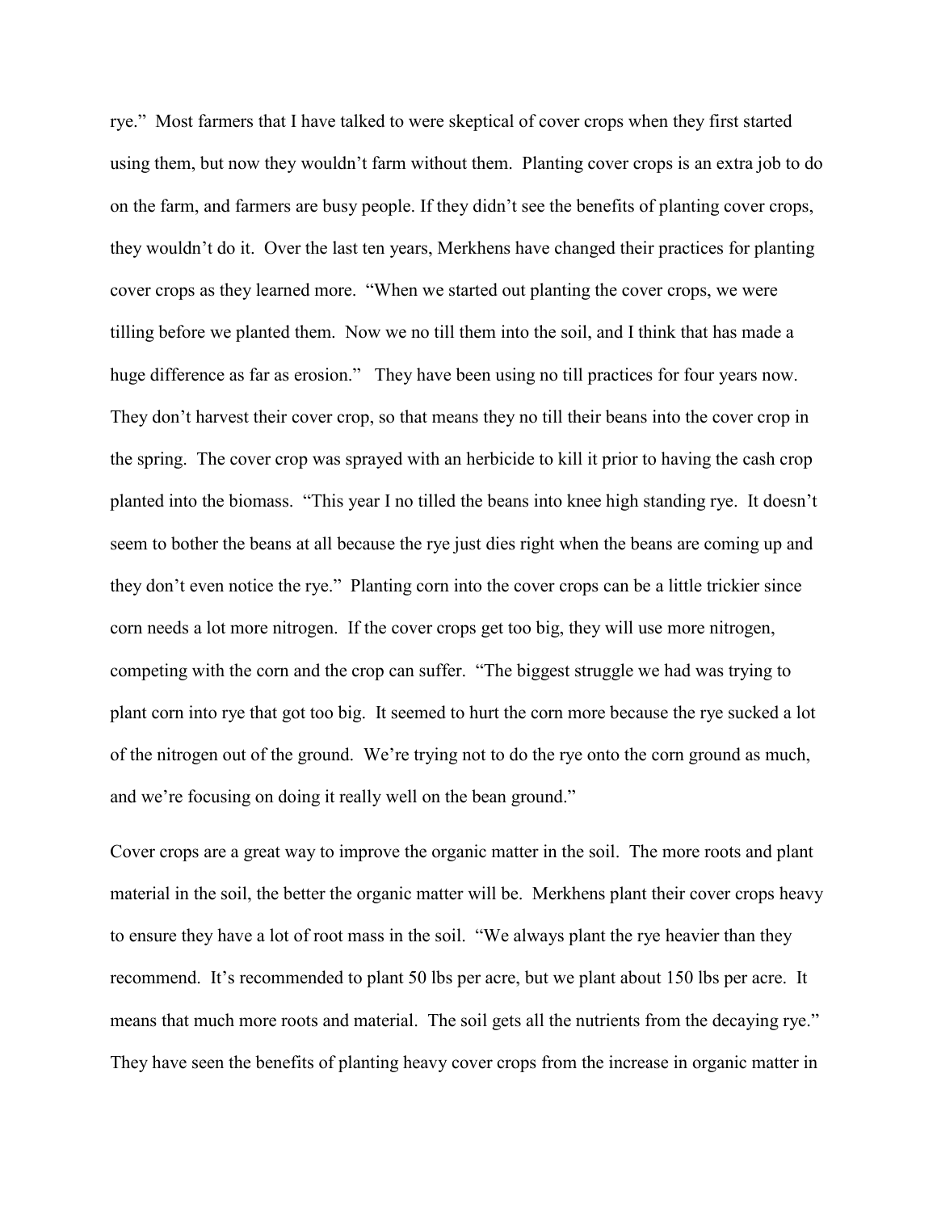rye." Most farmers that I have talked to were skeptical of cover crops when they first started using them, but now they wouldn't farm without them. Planting cover crops is an extra job to do on the farm, and farmers are busy people. If they didn't see the benefits of planting cover crops, they wouldn't do it. Over the last ten years, Merkhens have changed their practices for planting cover crops as they learned more. "When we started out planting the cover crops, we were tilling before we planted them. Now we no till them into the soil, and I think that has made a huge difference as far as erosion." They have been using no till practices for four years now. They don't harvest their cover crop, so that means they no till their beans into the cover crop in the spring. The cover crop was sprayed with an herbicide to kill it prior to having the cash crop planted into the biomass. "This year I no tilled the beans into knee high standing rye. It doesn't seem to bother the beans at all because the rye just dies right when the beans are coming up and they don't even notice the rye." Planting corn into the cover crops can be a little trickier since corn needs a lot more nitrogen. If the cover crops get too big, they will use more nitrogen, competing with the corn and the crop can suffer. "The biggest struggle we had was trying to plant corn into rye that got too big. It seemed to hurt the corn more because the rye sucked a lot of the nitrogen out of the ground. We're trying not to do the rye onto the corn ground as much, and we're focusing on doing it really well on the bean ground."

Cover crops are a great way to improve the organic matter in the soil. The more roots and plant material in the soil, the better the organic matter will be. Merkhens plant their cover crops heavy to ensure they have a lot of root mass in the soil. "We always plant the rye heavier than they recommend. It's recommended to plant 50 lbs per acre, but we plant about 150 lbs per acre. It means that much more roots and material. The soil gets all the nutrients from the decaying rye." They have seen the benefits of planting heavy cover crops from the increase in organic matter in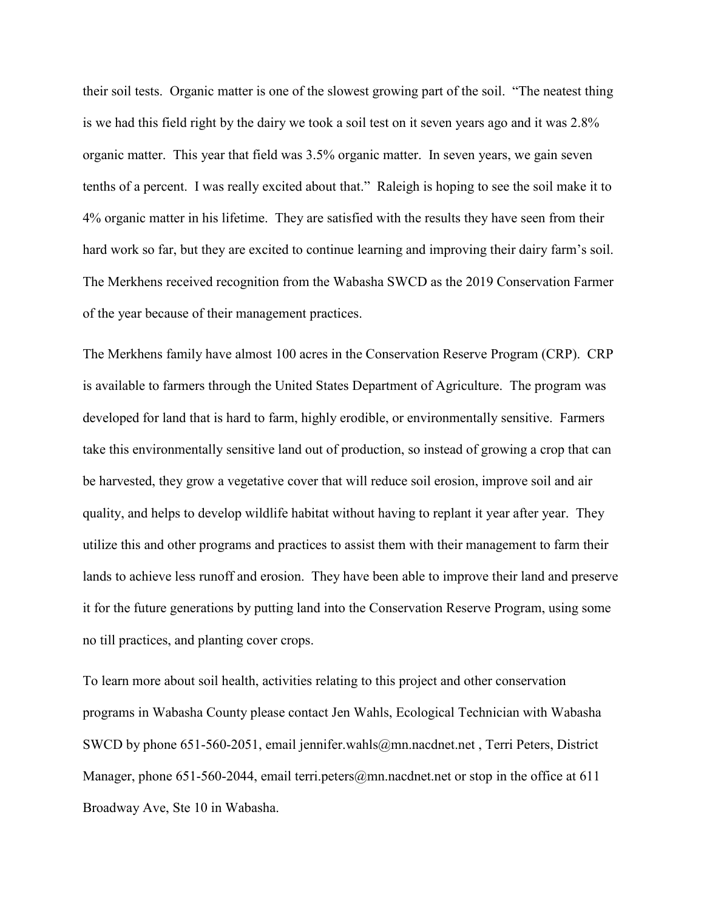their soil tests. Organic matter is one of the slowest growing part of the soil. "The neatest thing is we had this field right by the dairy we took a soil test on it seven years ago and it was 2.8% organic matter. This year that field was 3.5% organic matter. In seven years, we gain seven tenths of a percent. I was really excited about that." Raleigh is hoping to see the soil make it to 4% organic matter in his lifetime. They are satisfied with the results they have seen from their hard work so far, but they are excited to continue learning and improving their dairy farm's soil. The Merkhens received recognition from the Wabasha SWCD as the 2019 Conservation Farmer of the year because of their management practices.

The Merkhens family have almost 100 acres in the Conservation Reserve Program (CRP). CRP is available to farmers through the United States Department of Agriculture. The program was developed for land that is hard to farm, highly erodible, or environmentally sensitive. Farmers take this environmentally sensitive land out of production, so instead of growing a crop that can be harvested, they grow a vegetative cover that will reduce soil erosion, improve soil and air quality, and helps to develop wildlife habitat without having to replant it year after year. They utilize this and other programs and practices to assist them with their management to farm their lands to achieve less runoff and erosion. They have been able to improve their land and preserve it for the future generations by putting land into the Conservation Reserve Program, using some no till practices, and planting cover crops.

To learn more about soil health, activities relating to this project and other conservation programs in Wabasha County please contact Jen Wahls, Ecological Technician with Wabasha SWCD by phone 651-560-2051, email jennifer.wahls@mn.nacdnet.net , Terri Peters, District Manager, phone 651-560-2044, email terri.peters@mn.nacdnet.net or stop in the office at 611 Broadway Ave, Ste 10 in Wabasha.